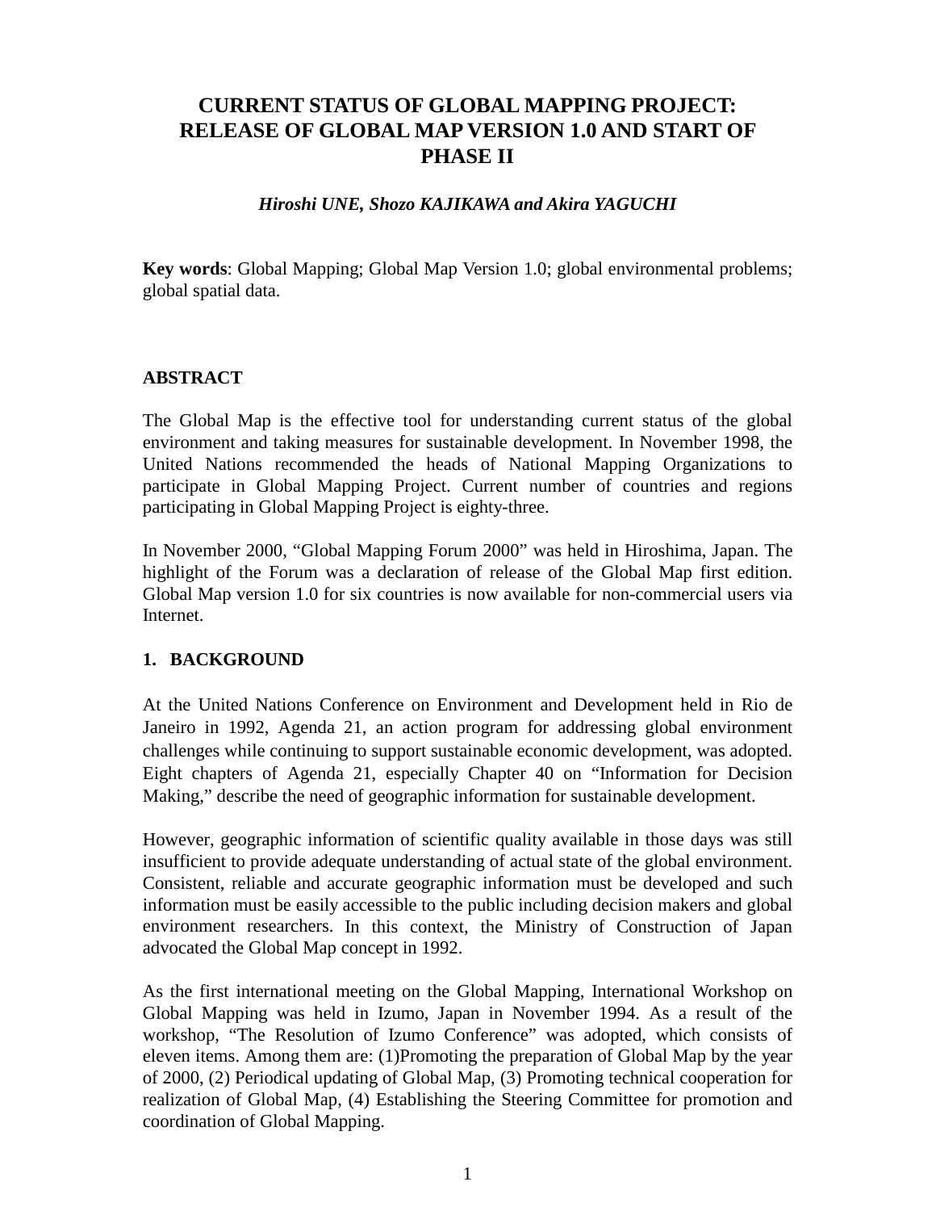# CURRENT STATUS OF GLOBAL MAPPING PROJECT: RELEASE OF GLOBAL MAP VERSION 1.0 AND START OF PHASE II

***Hiroshi UNE, Shozo KAJIKAWA and Akira YAGUCHI***

**Key words**: Global Mapping; Global Map Version 1.0; global environmental problems; global spatial data.

## ABSTRACT

The Global Map is the effective tool for understanding current status of the global environment and taking measures for sustainable development. In November 1998, the United Nations recommended the heads of National Mapping Organizations to participate in Global Mapping Project. Current number of countries and regions participating in Global Mapping Project is eighty-three.

In November 2000, "Global Mapping Forum 2000" was held in Hiroshima, Japan. The highlight of the Forum was a declaration of release of the Global Map first edition. Global Map version 1.0 for six countries is now available for non-commercial users via Internet.

## 1. BACKGROUND

At the United Nations Conference on Environment and Development held in Rio de Janeiro in 1992, Agenda 21, an action program for addressing global environment challenges while continuing to support sustainable economic development, was adopted. Eight chapters of Agenda 21, especially Chapter 40 on "Information for Decision Making," describe the need of geographic information for sustainable development.

However, geographic information of scientific quality available in those days was still insufficient to provide adequate understanding of actual state of the global environment. Consistent, reliable and accurate geographic information must be developed and such information must be easily accessible to the public including decision makers and global environment researchers. In this context, the Ministry of Construction of Japan advocated the Global Map concept in 1992.

As the first international meeting on the Global Mapping, International Workshop on Global Mapping was held in Izumo, Japan in November 1994. As a result of the workshop, "The Resolution of Izumo Conference" was adopted, which consists of eleven items. Among them are: (1)Promoting the preparation of Global Map by the year of 2000, (2) Periodical updating of Global Map, (3) Promoting technical cooperation for realization of Global Map, (4) Establishing the Steering Committee for promotion and coordination of Global Mapping.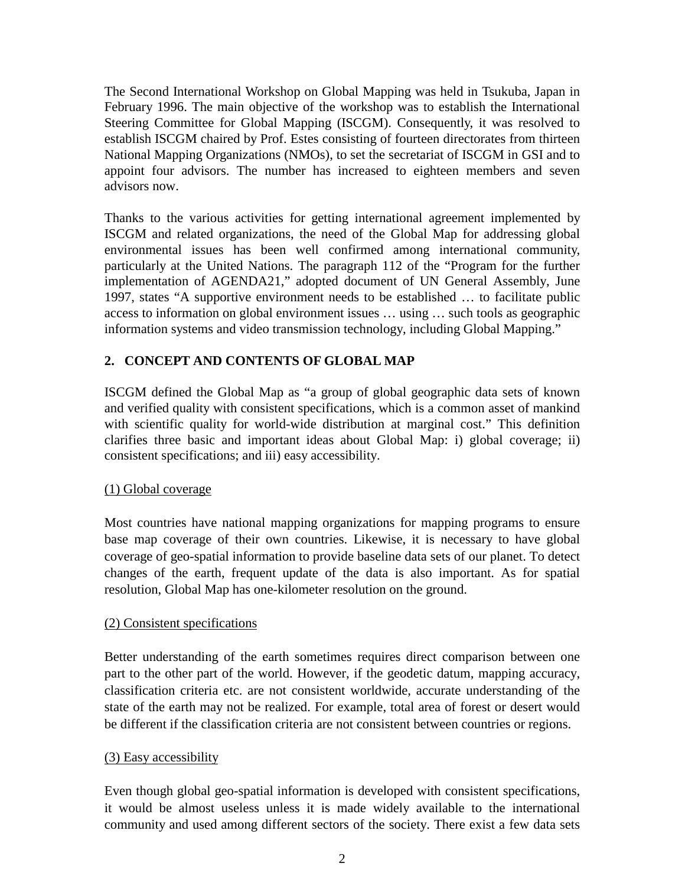The Second International Workshop on Global Mapping was held in Tsukuba, Japan in February 1996. The main objective of the workshop was to establish the International Steering Committee for Global Mapping (ISCGM). Consequently, it was resolved to establish ISCGM chaired by Prof. Estes consisting of fourteen directorates from thirteen National Mapping Organizations (NMOs), to set the secretariat of ISCGM in GSI and to appoint four advisors. The number has increased to eighteen members and seven advisors now.

Thanks to the various activities for getting international agreement implemented by ISCGM and related organizations, the need of the Global Map for addressing global environmental issues has been well confirmed among international community, particularly at the United Nations. The paragraph 112 of the "Program for the further implementation of AGENDA21," adopted document of UN General Assembly, June 1997, states "A supportive environment needs to be established … to facilitate public access to information on global environment issues … using … such tools as geographic information systems and video transmission technology, including Global Mapping."

## 2. CONCEPT AND CONTENTS OF GLOBAL MAP

ISCGM defined the Global Map as "a group of global geographic data sets of known and verified quality with consistent specifications, which is a common asset of mankind with scientific quality for world-wide distribution at marginal cost." This definition clarifies three basic and important ideas about Global Map: i) global coverage; ii) consistent specifications; and iii) easy accessibility.

### (1) Global coverage

Most countries have national mapping organizations for mapping programs to ensure base map coverage of their own countries. Likewise, it is necessary to have global coverage of geo-spatial information to provide baseline data sets of our planet. To detect changes of the earth, frequent update of the data is also important. As for spatial resolution, Global Map has one-kilometer resolution on the ground.

### (2) Consistent specifications

Better understanding of the earth sometimes requires direct comparison between one part to the other part of the world. However, if the geodetic datum, mapping accuracy, classification criteria etc. are not consistent worldwide, accurate understanding of the state of the earth may not be realized. For example, total area of forest or desert would be different if the classification criteria are not consistent between countries or regions.

### (3) Easy accessibility

Even though global geo-spatial information is developed with consistent specifications, it would be almost useless unless it is made widely available to the international community and used among different sectors of the society. There exist a few data sets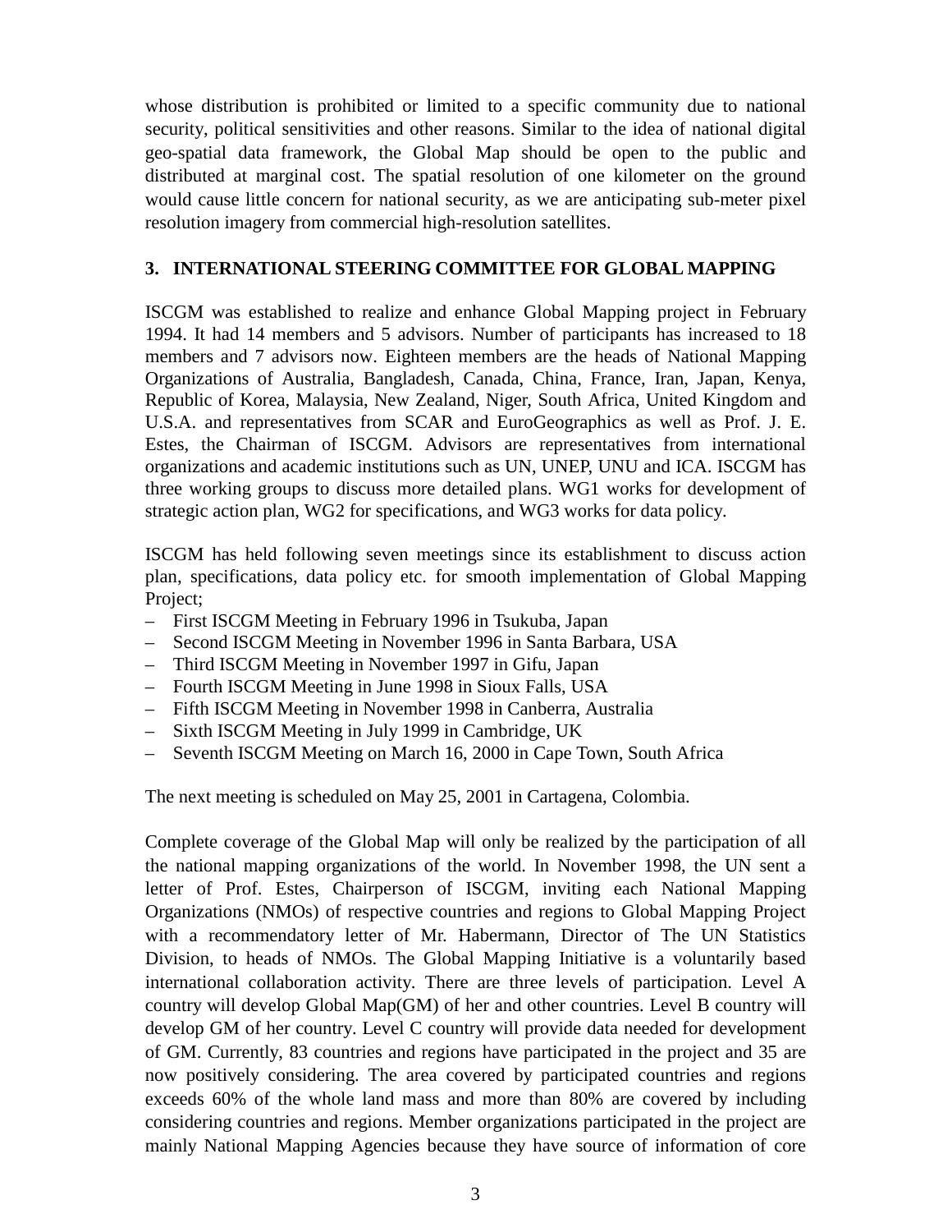whose distribution is prohibited or limited to a specific community due to national security, political sensitivities and other reasons. Similar to the idea of national digital geo-spatial data framework, the Global Map should be open to the public and distributed at marginal cost. The spatial resolution of one kilometer on the ground would cause little concern for national security, as we are anticipating sub-meter pixel resolution imagery from commercial high-resolution satellites.

## 3. INTERNATIONAL STEERING COMMITTEE FOR GLOBAL MAPPING

ISCGM was established to realize and enhance Global Mapping project in February 1994. It had 14 members and 5 advisors. Number of participants has increased to 18 members and 7 advisors now. Eighteen members are the heads of National Mapping Organizations of Australia, Bangladesh, Canada, China, France, Iran, Japan, Kenya, Republic of Korea, Malaysia, New Zealand, Niger, South Africa, United Kingdom and U.S.A. and representatives from SCAR and EuroGeographics as well as Prof. J. E. Estes, the Chairman of ISCGM. Advisors are representatives from international organizations and academic institutions such as UN, UNEP, UNU and ICA. ISCGM has three working groups to discuss more detailed plans. WG1 works for development of strategic action plan, WG2 for specifications, and WG3 works for data policy.

ISCGM has held following seven meetings since its establishment to discuss action plan, specifications, data policy etc. for smooth implementation of Global Mapping Project;

- First ISCGM Meeting in February 1996 in Tsukuba, Japan
- Second ISCGM Meeting in November 1996 in Santa Barbara, USA
- Third ISCGM Meeting in November 1997 in Gifu, Japan
- Fourth ISCGM Meeting in June 1998 in Sioux Falls, USA
- Fifth ISCGM Meeting in November 1998 in Canberra, Australia
- Sixth ISCGM Meeting in July 1999 in Cambridge, UK
- Seventh ISCGM Meeting on March 16, 2000 in Cape Town, South Africa

The next meeting is scheduled on May 25, 2001 in Cartagena, Colombia.

Complete coverage of the Global Map will only be realized by the participation of all the national mapping organizations of the world. In November 1998, the UN sent a letter of Prof. Estes, Chairperson of ISCGM, inviting each National Mapping Organizations (NMOs) of respective countries and regions to Global Mapping Project with a recommendatory letter of Mr. Habermann, Director of The UN Statistics Division, to heads of NMOs. The Global Mapping Initiative is a voluntarily based international collaboration activity. There are three levels of participation. Level A country will develop Global Map(GM) of her and other countries. Level B country will develop GM of her country. Level C country will provide data needed for development of GM. Currently, 83 countries and regions have participated in the project and 35 are now positively considering. The area covered by participated countries and regions exceeds 60% of the whole land mass and more than 80% are covered by including considering countries and regions. Member organizations participated in the project are mainly National Mapping Agencies because they have source of information of core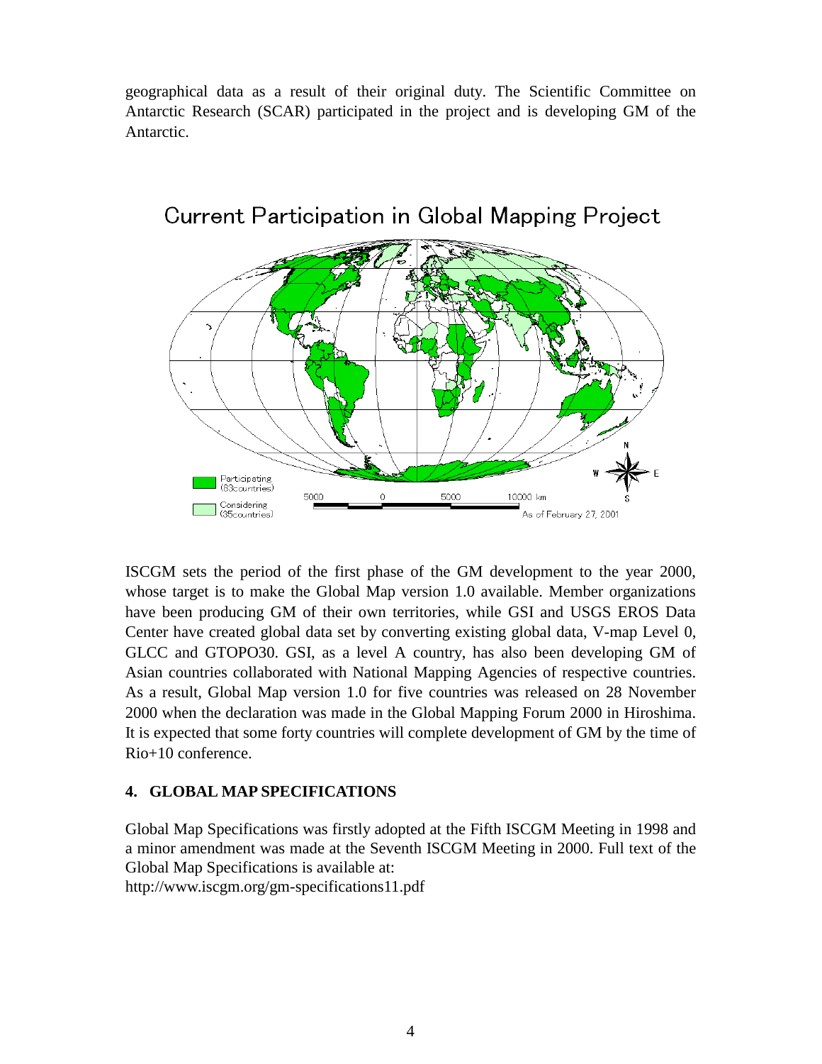geographical data as a result of their original duty. The Scientific Committee on Antarctic Research (SCAR) participated in the project and is developing GM of the Antarctic.

Current Participation in Global Mapping Project

Participating (63countries)

Considering (35countries)

5000 0 5000 10000 km

As of February 27, 2001

ISCGM sets the period of the first phase of the GM development to the year 2000, whose target is to make the Global Map version 1.0 available. Member organizations have been producing GM of their own territories, while GSI and USGS EROS Data Center have created global data set by converting existing global data, V-map Level 0, GLCC and GTOPO30. GSI, as a level A country, has also been developing GM of Asian countries collaborated with National Mapping Agencies of respective countries. As a result, Global Map version 1.0 for five countries was released on 28 November 2000 when the declaration was made in the Global Mapping Forum 2000 in Hiroshima. It is expected that some forty countries will complete development of GM by the time of Rio+10 conference.

## 4. GLOBAL MAP SPECIFICATIONS

Global Map Specifications was firstly adopted at the Fifth ISCGM Meeting in 1998 and a minor amendment was made at the Seventh ISCGM Meeting in 2000. Full text of the Global Map Specifications is available at:
http://www.iscgm.org/gm-specifications11.pdf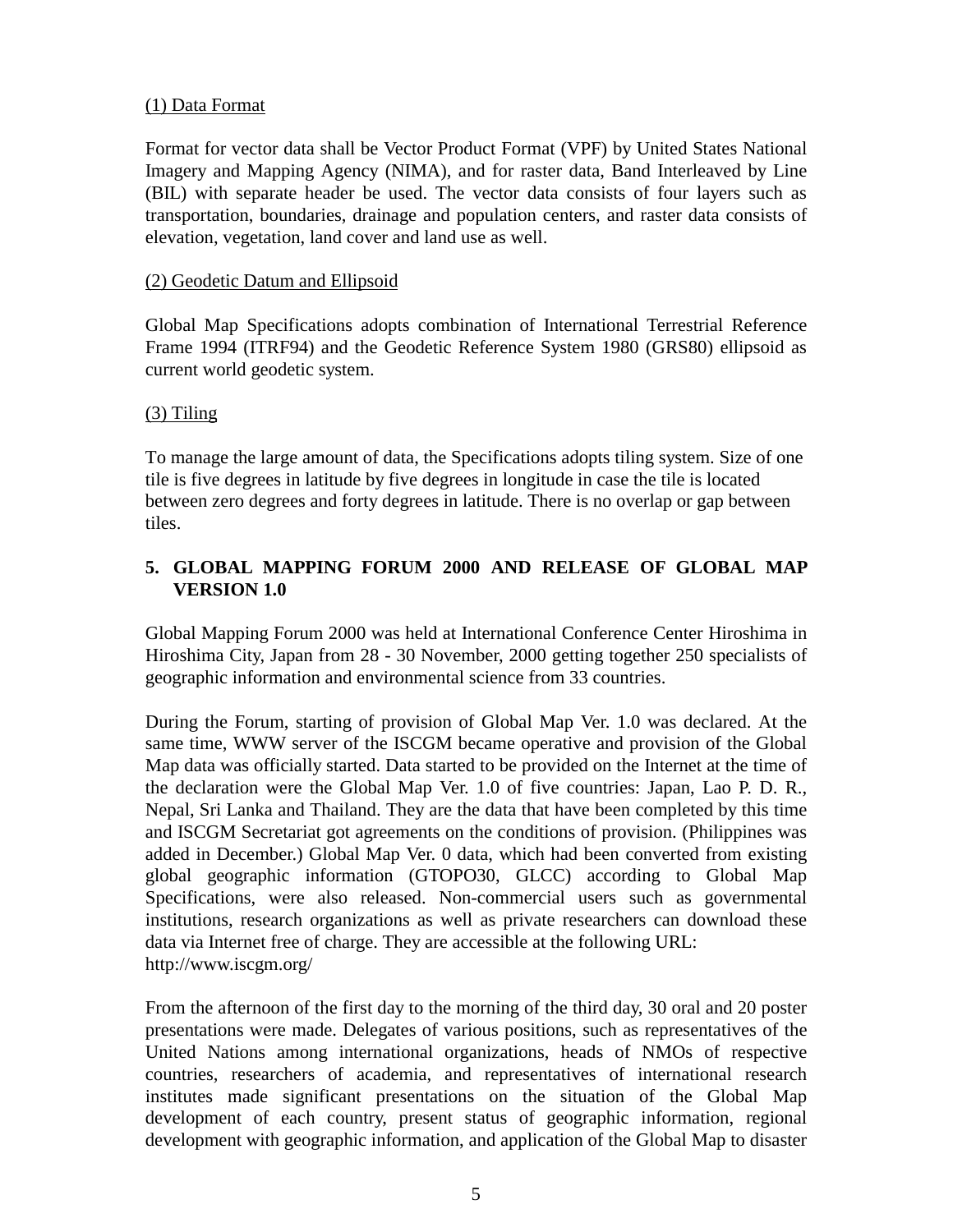(1) Data Format

Format for vector data shall be Vector Product Format (VPF) by United States National Imagery and Mapping Agency (NIMA), and for raster data, Band Interleaved by Line (BIL) with separate header be used. The vector data consists of four layers such as transportation, boundaries, drainage and population centers, and raster data consists of elevation, vegetation, land cover and land use as well.

(2) Geodetic Datum and Ellipsoid

Global Map Specifications adopts combination of International Terrestrial Reference Frame 1994 (ITRF94) and the Geodetic Reference System 1980 (GRS80) ellipsoid as current world geodetic system.

(3) Tiling

To manage the large amount of data, the Specifications adopts tiling system. Size of one tile is five degrees in latitude by five degrees in longitude in case the tile is located between zero degrees and forty degrees in latitude. There is no overlap or gap between tiles.

## 5. GLOBAL MAPPING FORUM 2000 AND RELEASE OF GLOBAL MAP VERSION 1.0

Global Mapping Forum 2000 was held at International Conference Center Hiroshima in Hiroshima City, Japan from 28 - 30 November, 2000 getting together 250 specialists of geographic information and environmental science from 33 countries.

During the Forum, starting of provision of Global Map Ver. 1.0 was declared. At the same time, WWW server of the ISCGM became operative and provision of the Global Map data was officially started. Data started to be provided on the Internet at the time of the declaration were the Global Map Ver. 1.0 of five countries: Japan, Lao P. D. R., Nepal, Sri Lanka and Thailand. They are the data that have been completed by this time and ISCGM Secretariat got agreements on the conditions of provision. (Philippines was added in December.) Global Map Ver. 0 data, which had been converted from existing global geographic information (GTOPO30, GLCC) according to Global Map Specifications, were also released. Non-commercial users such as governmental institutions, research organizations as well as private researchers can download these data via Internet free of charge. They are accessible at the following URL:
http://www.iscgm.org/

From the afternoon of the first day to the morning of the third day, 30 oral and 20 poster presentations were made. Delegates of various positions, such as representatives of the United Nations among international organizations, heads of NMOs of respective countries, researchers of academia, and representatives of international research institutes made significant presentations on the situation of the Global Map development of each country, present status of geographic information, regional development with geographic information, and application of the Global Map to disaster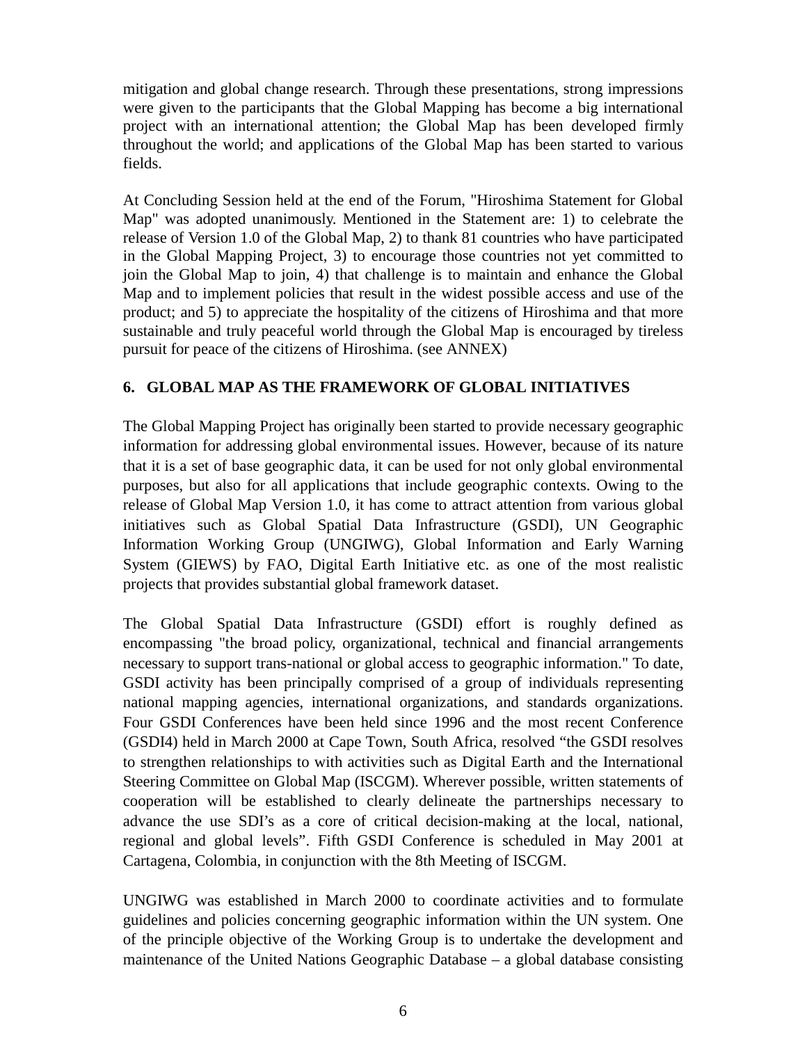mitigation and global change research. Through these presentations, strong impressions were given to the participants that the Global Mapping has become a big international project with an international attention; the Global Map has been developed firmly throughout the world; and applications of the Global Map has been started to various fields.

At Concluding Session held at the end of the Forum, "Hiroshima Statement for Global Map" was adopted unanimously. Mentioned in the Statement are: 1) to celebrate the release of Version 1.0 of the Global Map, 2) to thank 81 countries who have participated in the Global Mapping Project, 3) to encourage those countries not yet committed to join the Global Map to join, 4) that challenge is to maintain and enhance the Global Map and to implement policies that result in the widest possible access and use of the product; and 5) to appreciate the hospitality of the citizens of Hiroshima and that more sustainable and truly peaceful world through the Global Map is encouraged by tireless pursuit for peace of the citizens of Hiroshima. (see ANNEX)

## 6. GLOBAL MAP AS THE FRAMEWORK OF GLOBAL INITIATIVES

The Global Mapping Project has originally been started to provide necessary geographic information for addressing global environmental issues. However, because of its nature that it is a set of base geographic data, it can be used for not only global environmental purposes, but also for all applications that include geographic contexts. Owing to the release of Global Map Version 1.0, it has come to attract attention from various global initiatives such as Global Spatial Data Infrastructure (GSDI), UN Geographic Information Working Group (UNGIWG), Global Information and Early Warning System (GIEWS) by FAO, Digital Earth Initiative etc. as one of the most realistic projects that provides substantial global framework dataset.

The Global Spatial Data Infrastructure (GSDI) effort is roughly defined as encompassing "the broad policy, organizational, technical and financial arrangements necessary to support trans-national or global access to geographic information." To date, GSDI activity has been principally comprised of a group of individuals representing national mapping agencies, international organizations, and standards organizations. Four GSDI Conferences have been held since 1996 and the most recent Conference (GSDI4) held in March 2000 at Cape Town, South Africa, resolved “the GSDI resolves to strengthen relationships to with activities such as Digital Earth and the International Steering Committee on Global Map (ISCGM). Wherever possible, written statements of cooperation will be established to clearly delineate the partnerships necessary to advance the use SDI’s as a core of critical decision-making at the local, national, regional and global levels”. Fifth GSDI Conference is scheduled in May 2001 at Cartagena, Colombia, in conjunction with the 8th Meeting of ISCGM.

UNGIWG was established in March 2000 to coordinate activities and to formulate guidelines and policies concerning geographic information within the UN system. One of the principle objective of the Working Group is to undertake the development and maintenance of the United Nations Geographic Database – a global database consisting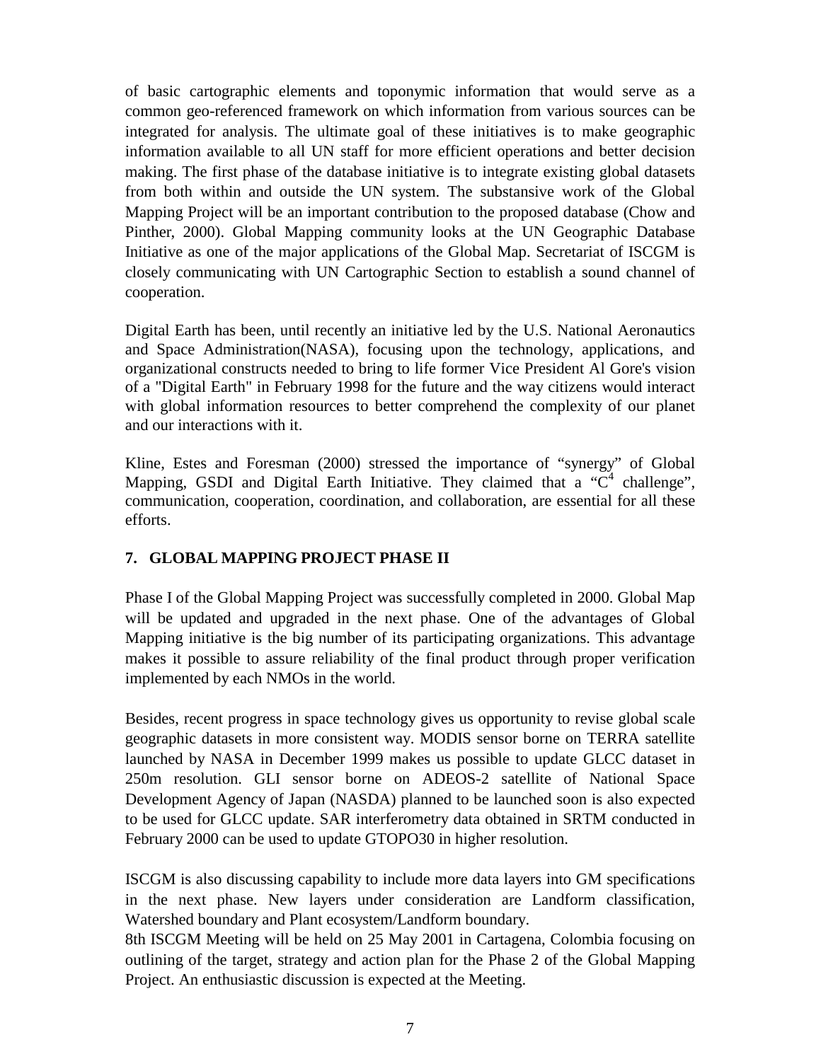of basic cartographic elements and toponymic information that would serve as a common geo-referenced framework on which information from various sources can be integrated for analysis. The ultimate goal of these initiatives is to make geographic information available to all UN staff for more efficient operations and better decision making. The first phase of the database initiative is to integrate existing global datasets from both within and outside the UN system. The substansive work of the Global Mapping Project will be an important contribution to the proposed database (Chow and Pinther, 2000). Global Mapping community looks at the UN Geographic Database Initiative as one of the major applications of the Global Map. Secretariat of ISCGM is closely communicating with UN Cartographic Section to establish a sound channel of cooperation.

Digital Earth has been, until recently an initiative led by the U.S. National Aeronautics and Space Administration(NASA), focusing upon the technology, applications, and organizational constructs needed to bring to life former Vice President Al Gore's vision of a "Digital Earth" in February 1998 for the future and the way citizens would interact with global information resources to better comprehend the complexity of our planet and our interactions with it.

Kline, Estes and Foresman (2000) stressed the importance of “synergy” of Global Mapping, GSDI and Digital Earth Initiative. They claimed that a “$C^4$ challenge”, communication, cooperation, coordination, and collaboration, are essential for all these efforts.

## 7. GLOBAL MAPPING PROJECT PHASE II

Phase I of the Global Mapping Project was successfully completed in 2000. Global Map will be updated and upgraded in the next phase. One of the advantages of Global Mapping initiative is the big number of its participating organizations. This advantage makes it possible to assure reliability of the final product through proper verification implemented by each NMOs in the world.

Besides, recent progress in space technology gives us opportunity to revise global scale geographic datasets in more consistent way. MODIS sensor borne on TERRA satellite launched by NASA in December 1999 makes us possible to update GLCC dataset in 250m resolution. GLI sensor borne on ADEOS-2 satellite of National Space Development Agency of Japan (NASDA) planned to be launched soon is also expected to be used for GLCC update. SAR interferometry data obtained in SRTM conducted in February 2000 can be used to update GTOPO30 in higher resolution.

ISCGM is also discussing capability to include more data layers into GM specifications in the next phase. New layers under consideration are Landform classification, Watershed boundary and Plant ecosystem/Landform boundary.

8th ISCGM Meeting will be held on 25 May 2001 in Cartagena, Colombia focusing on outlining of the target, strategy and action plan for the Phase 2 of the Global Mapping Project. An enthusiastic discussion is expected at the Meeting.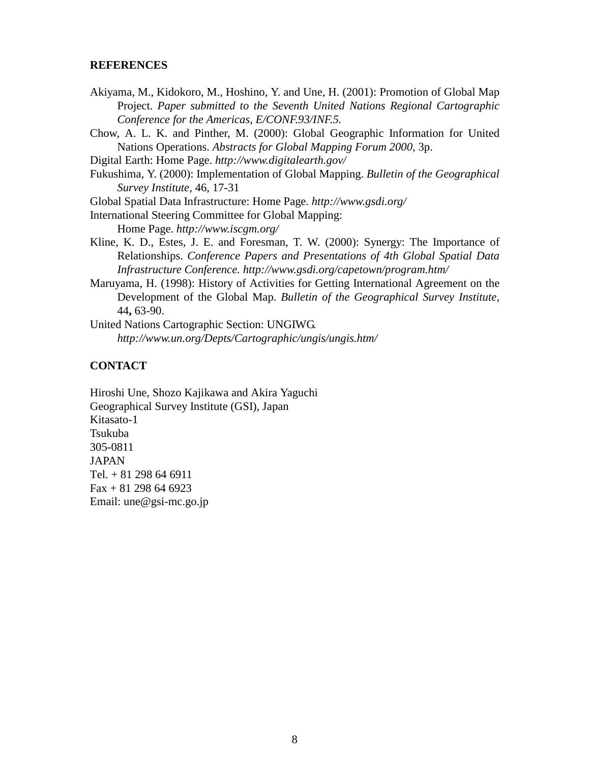## REFERENCES

Akiyama, M., Kidokoro, M., Hoshino, Y. and Une, H. (2001): Promotion of Global Map Project. *Paper submitted to the Seventh United Nations Regional Cartographic Conference for the Americas, E/CONF.93/INF.5.*

Chow, A. L. K. and Pinther, M. (2000): Global Geographic Information for United Nations Operations. *Abstracts for Global Mapping Forum 2000,* 3p.

Digital Earth: Home Page. *http://www.digitalearth.gov/*

Fukushima, Y. (2000): Implementation of Global Mapping. *Bulletin of the Geographical Survey Institute*, 46, 17-31

Global Spatial Data Infrastructure: Home Page. *http://www.gsdi.org/*

International Steering Committee for Global Mapping: Home Page. *http://www.iscgm.org/*

Kline, K. D., Estes, J. E. and Foresman, T. W. (2000): Synergy: The Importance of Relationships. *Conference Papers and Presentations of 4th Global Spatial Data Infrastructure Conference. http://www.gsdi.org/capetown/program.htm/*

Maruyama, H. (1998): History of Activities for Getting International Agreement on the Development of the Global Map. *Bulletin of the Geographical Survey Institute,* 44**,** 63-90.

United Nations Cartographic Section: UNGIWG. *http://www.un.org/Depts/Cartographic/ungis/ungis.htm/*

## CONTACT

Hiroshi Une, Shozo Kajikawa and Akira Yaguchi
Geographical Survey Institute (GSI), Japan
Kitasato-1
Tsukuba
305-0811
JAPAN
Tel. + 81 298 64 6911
Fax + 81 298 64 6923
Email: une@gsi-mc.go.jp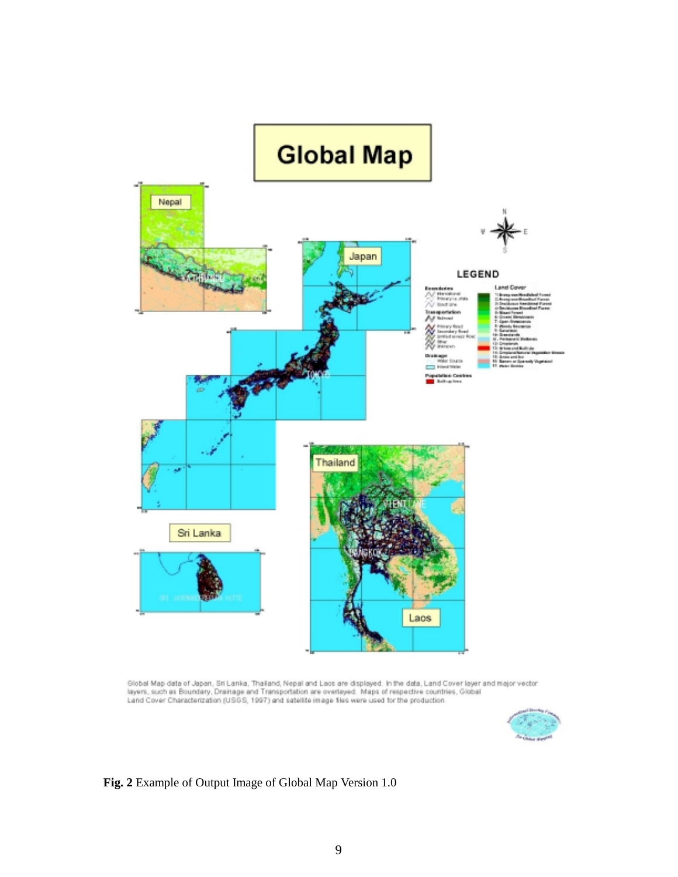Global Map data of Japan, Sri Lanka, Thailand, Nepal and Laos are displayed. In the data, Land Cover layer and major vector layers, such as Boundary, Drainage and Transportation are overlayed. Maps of respective countries, Global Land Cover Characterization (USGS, 1997) and satellite image files were used for the production.

**Fig. 2** Example of Output Image of Global Map Version 1.0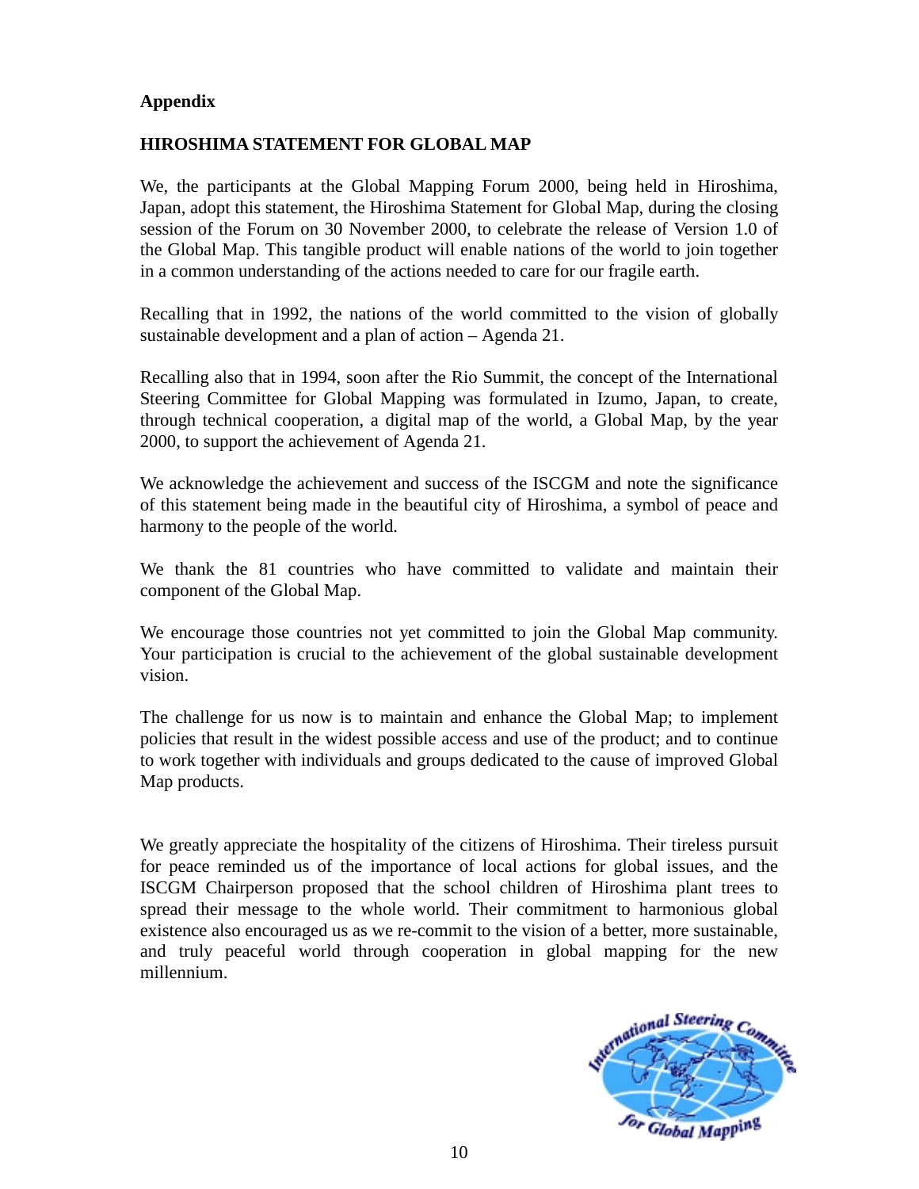**Appendix**

**HIROSHIMA STATEMENT FOR GLOBAL MAP**

We, the participants at the Global Mapping Forum 2000, being held in Hiroshima, Japan, adopt this statement, the Hiroshima Statement for Global Map, during the closing session of the Forum on 30 November 2000, to celebrate the release of Version 1.0 of the Global Map. This tangible product will enable nations of the world to join together in a common understanding of the actions needed to care for our fragile earth.

Recalling that in 1992, the nations of the world committed to the vision of globally sustainable development and a plan of action – Agenda 21.

Recalling also that in 1994, soon after the Rio Summit, the concept of the International Steering Committee for Global Mapping was formulated in Izumo, Japan, to create, through technical cooperation, a digital map of the world, a Global Map, by the year 2000, to support the achievement of Agenda 21.

We acknowledge the achievement and success of the ISCGM and note the significance of this statement being made in the beautiful city of Hiroshima, a symbol of peace and harmony to the people of the world.

We thank the 81 countries who have committed to validate and maintain their component of the Global Map.

We encourage those countries not yet committed to join the Global Map community. Your participation is crucial to the achievement of the global sustainable development vision.

The challenge for us now is to maintain and enhance the Global Map; to implement policies that result in the widest possible access and use of the product; and to continue to work together with individuals and groups dedicated to the cause of improved Global Map products.

We greatly appreciate the hospitality of the citizens of Hiroshima. Their tireless pursuit for peace reminded us of the importance of local actions for global issues, and the ISCGM Chairperson proposed that the school children of Hiroshima plant trees to spread their message to the whole world. Their commitment to harmonious global existence also encouraged us as we re-commit to the vision of a better, more sustainable, and truly peaceful world through cooperation in global mapping for the new millennium.

International Steering Committee for Global Mapping